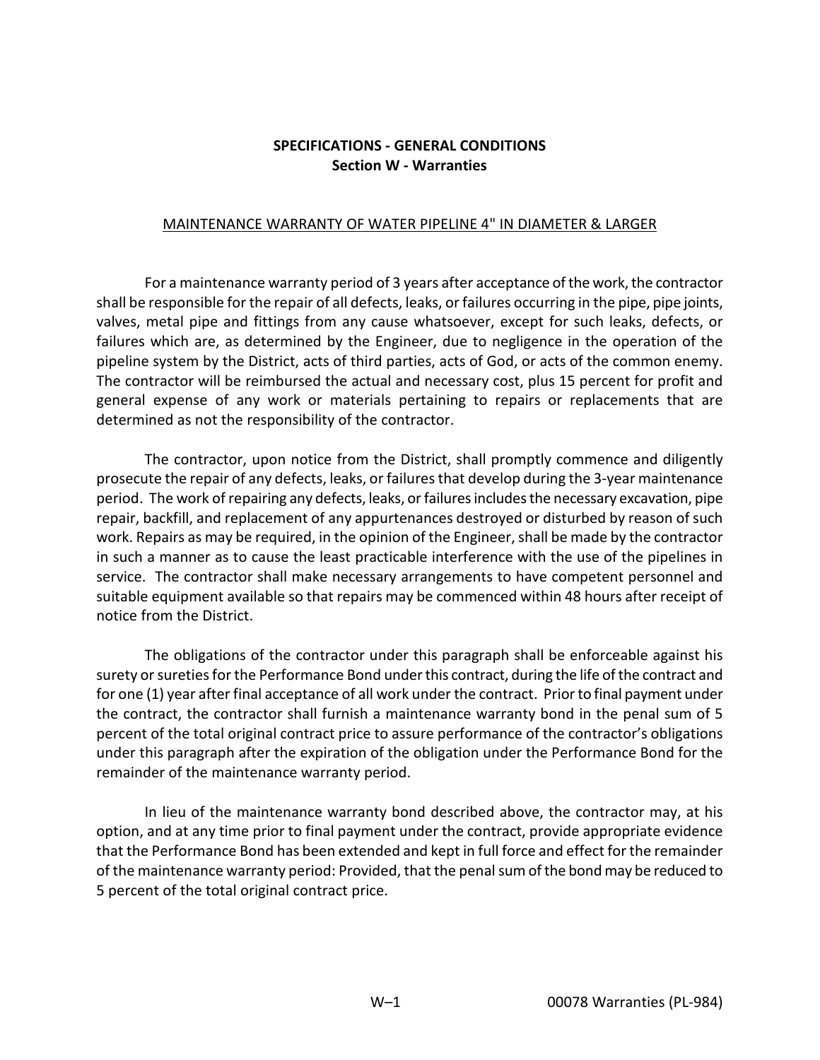## SPECIFICATIONS - GENERAL CONDITIONS
### Section W - Warranties

MAINTENANCE WARRANTY OF WATER PIPELINE 4" IN DIAMETER & LARGER

For a maintenance warranty period of 3 years after acceptance of the work, the contractor shall be responsible for the repair of all defects, leaks, or failures occurring in the pipe, pipe joints, valves, metal pipe and fittings from any cause whatsoever, except for such leaks, defects, or failures which are, as determined by the Engineer, due to negligence in the operation of the pipeline system by the District, acts of third parties, acts of God, or acts of the common enemy. The contractor will be reimbursed the actual and necessary cost, plus 15 percent for profit and general expense of any work or materials pertaining to repairs or replacements that are determined as not the responsibility of the contractor.

The contractor, upon notice from the District, shall promptly commence and diligently prosecute the repair of any defects, leaks, or failures that develop during the 3-year maintenance period. The work of repairing any defects, leaks, or failures includes the necessary excavation, pipe repair, backfill, and replacement of any appurtenances destroyed or disturbed by reason of such work. Repairs as may be required, in the opinion of the Engineer, shall be made by the contractor in such a manner as to cause the least practicable interference with the use of the pipelines in service. The contractor shall make necessary arrangements to have competent personnel and suitable equipment available so that repairs may be commenced within 48 hours after receipt of notice from the District.

The obligations of the contractor under this paragraph shall be enforceable against his surety or sureties for the Performance Bond under this contract, during the life of the contract and for one (1) year after final acceptance of all work under the contract. Prior to final payment under the contract, the contractor shall furnish a maintenance warranty bond in the penal sum of 5 percent of the total original contract price to assure performance of the contractor's obligations under this paragraph after the expiration of the obligation under the Performance Bond for the remainder of the maintenance warranty period.

In lieu of the maintenance warranty bond described above, the contractor may, at his option, and at any time prior to final payment under the contract, provide appropriate evidence that the Performance Bond has been extended and kept in full force and effect for the remainder of the maintenance warranty period: Provided, that the penal sum of the bond may be reduced to 5 percent of the total original contract price.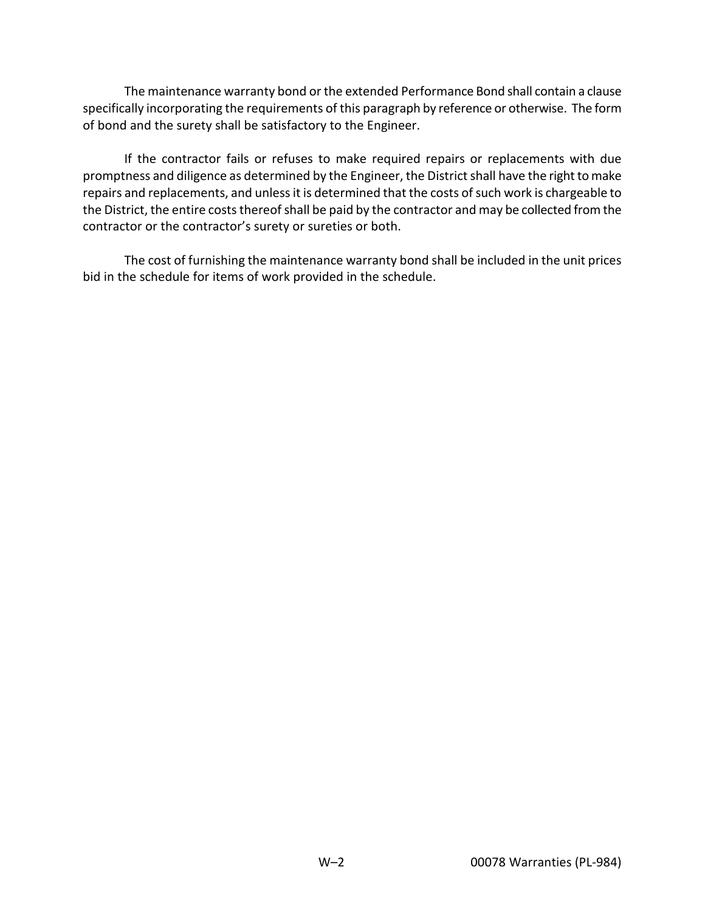The maintenance warranty bond or the extended Performance Bond shall contain a clause specifically incorporating the requirements of this paragraph by reference or otherwise. The form of bond and the surety shall be satisfactory to the Engineer.

If the contractor fails or refuses to make required repairs or replacements with due promptness and diligence as determined by the Engineer, the District shall have the right to make repairs and replacements, and unless it is determined that the costs of such work is chargeable to the District, the entire costs thereof shall be paid by the contractor and may be collected from the contractor or the contractor's surety or sureties or both.

The cost of furnishing the maintenance warranty bond shall be included in the unit prices bid in the schedule for items of work provided in the schedule.